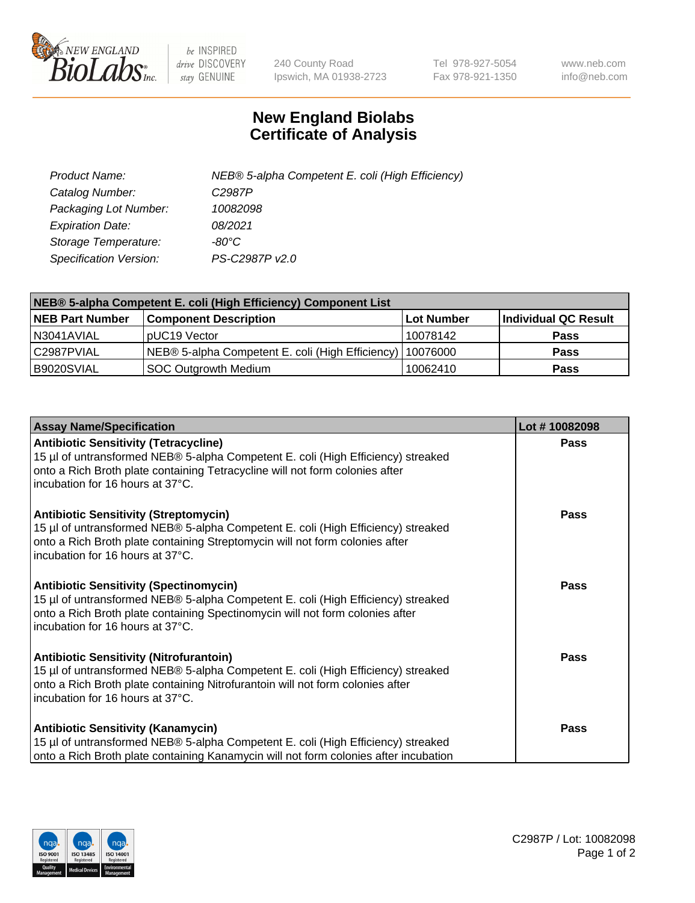New England BioLabs Inc. — be INSPIRED drive DISCOVERY stay GENUINE

240 County Road Ipswich, MA 01938-2723 | Tel 978-927-5054 Fax 978-921-1350 | www.neb.com info@neb.com

# New England Biolabs Certificate of Analysis

| | |
|---|---|
| *Product Name:* | *NEB® 5-alpha Competent E. coli (High Efficiency)* |
| *Catalog Number:* | *C2987P* |
| *Packaging Lot Number:* | *10082098* |
| *Expiration Date:* | *08/2021* |
| *Storage Temperature:* | *-80°C* |
| *Specification Version:* | *PS-C2987P v2.0* |

| NEB® 5-alpha Competent E. coli (High Efficiency) Component List | | | |
|---|---|---|---|
| **NEB Part Number** | **Component Description** | **Lot Number** | **Individual QC Result** |
| N3041AVIAL | pUC19 Vector | 10078142 | **Pass** |
| C2987PVIAL | NEB® 5-alpha Competent E. coli (High Efficiency) | 10076000 | **Pass** |
| B9020SVIAL | SOC Outgrowth Medium | 10062410 | **Pass** |

| Assay Name/Specification | Lot # 10082098 |
|---|---|
| **Antibiotic Sensitivity (Tetracycline)**<br>15 µl of untransformed NEB® 5-alpha Competent E. coli (High Efficiency) streaked onto a Rich Broth plate containing Tetracycline will not form colonies after incubation for 16 hours at 37°C. | **Pass** |
| **Antibiotic Sensitivity (Streptomycin)**<br>15 µl of untransformed NEB® 5-alpha Competent E. coli (High Efficiency) streaked onto a Rich Broth plate containing Streptomycin will not form colonies after incubation for 16 hours at 37°C. | **Pass** |
| **Antibiotic Sensitivity (Spectinomycin)**<br>15 µl of untransformed NEB® 5-alpha Competent E. coli (High Efficiency) streaked onto a Rich Broth plate containing Spectinomycin will not form colonies after incubation for 16 hours at 37°C. | **Pass** |
| **Antibiotic Sensitivity (Nitrofurantoin)**<br>15 µl of untransformed NEB® 5-alpha Competent E. coli (High Efficiency) streaked onto a Rich Broth plate containing Nitrofurantoin will not form colonies after incubation for 16 hours at 37°C. | **Pass** |
| **Antibiotic Sensitivity (Kanamycin)**<br>15 µl of untransformed NEB® 5-alpha Competent E. coli (High Efficiency) streaked onto a Rich Broth plate containing Kanamycin will not form colonies after incubation | **Pass** |

C2987P / Lot: 10082098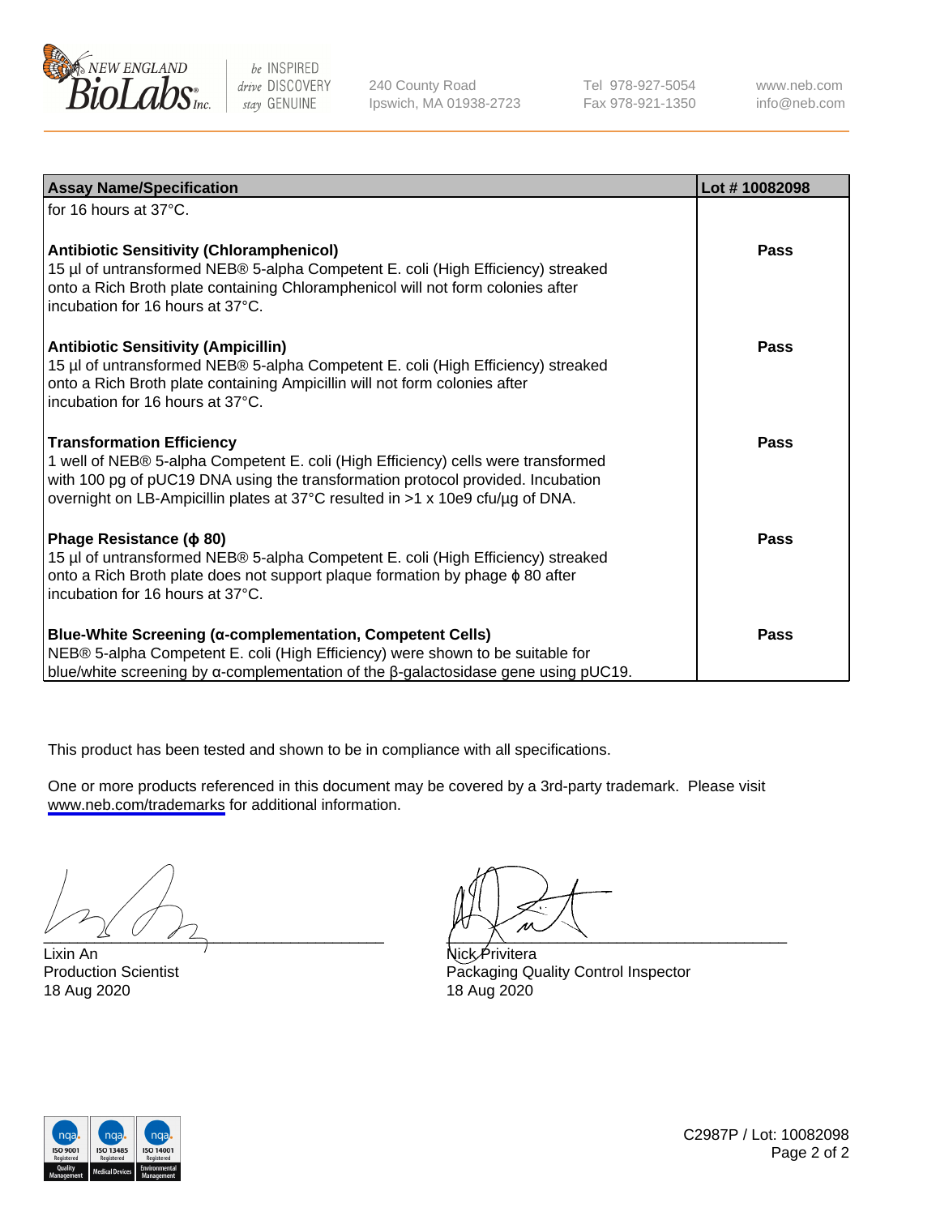| Assay Name/Specification | Lot # 10082098 |
|---|---|
| for 16 hours at 37°C. | |
| **Antibiotic Sensitivity (Chloramphenicol)**<br>15 µl of untransformed NEB® 5-alpha Competent E. coli (High Efficiency) streaked onto a Rich Broth plate containing Chloramphenicol will not form colonies after incubation for 16 hours at 37°C. | **Pass** |
| **Antibiotic Sensitivity (Ampicillin)**<br>15 µl of untransformed NEB® 5-alpha Competent E. coli (High Efficiency) streaked onto a Rich Broth plate containing Ampicillin will not form colonies after incubation for 16 hours at 37°C. | **Pass** |
| **Transformation Efficiency**<br>1 well of NEB® 5-alpha Competent E. coli (High Efficiency) cells were transformed with 100 pg of pUC19 DNA using the transformation protocol provided. Incubation overnight on LB-Ampicillin plates at 37°C resulted in >1 x 10e9 cfu/µg of DNA. | **Pass** |
| **Phage Resistance (ϕ 80)**<br>15 µl of untransformed NEB® 5-alpha Competent E. coli (High Efficiency) streaked onto a Rich Broth plate does not support plaque formation by phage ϕ 80 after incubation for 16 hours at 37°C. | **Pass** |
| **Blue-White Screening (α-complementation, Competent Cells)**<br>NEB® 5-alpha Competent E. coli (High Efficiency) were shown to be suitable for blue/white screening by α-complementation of the β-galactosidase gene using pUC19. | **Pass** |

This product has been tested and shown to be in compliance with all specifications.

One or more products referenced in this document may be covered by a 3rd-party trademark. Please visit www.neb.com/trademarks for additional information.

Lixin An
Production Scientist
18 Aug 2020

Nick Privitera
Packaging Quality Control Inspector
18 Aug 2020

C2987P / Lot: 10082098